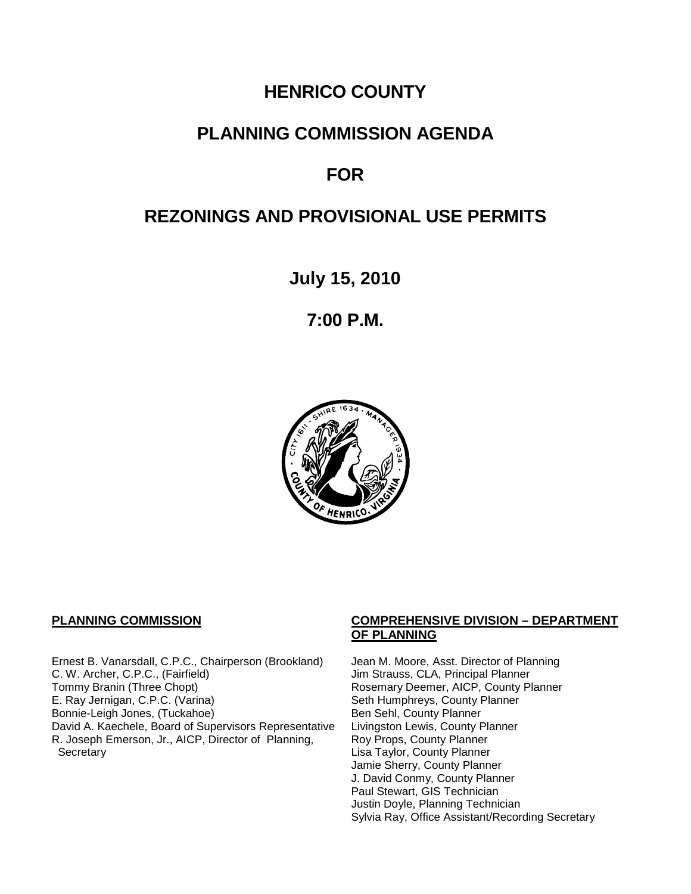# HENRICO COUNTY

# PLANNING COMMISSION AGENDA

# FOR

# REZONINGS AND PROVISIONAL USE PERMITS

## July 15, 2010

## 7:00 P.M.

**PLANNING COMMISSION**

Ernest B. Vanarsdall, C.P.C., Chairperson (Brookland)
C. W. Archer, C.P.C., (Fairfield)
Tommy Branin (Three Chopt)
E. Ray Jernigan, C.P.C. (Varina)
Bonnie-Leigh Jones, (Tuckahoe)
David A. Kaechele, Board of Supervisors Representative
R. Joseph Emerson, Jr., AICP, Director of Planning, Secretary

**COMPREHENSIVE DIVISION – DEPARTMENT OF PLANNING**

Jean M. Moore, Asst. Director of Planning
Jim Strauss, CLA, Principal Planner
Rosemary Deemer, AICP, County Planner
Seth Humphreys, County Planner
Ben Sehl, County Planner
Livingston Lewis, County Planner
Roy Props, County Planner
Lisa Taylor, County Planner
Jamie Sherry, County Planner
J. David Conmy, County Planner
Paul Stewart, GIS Technician
Justin Doyle, Planning Technician
Sylvia Ray, Office Assistant/Recording Secretary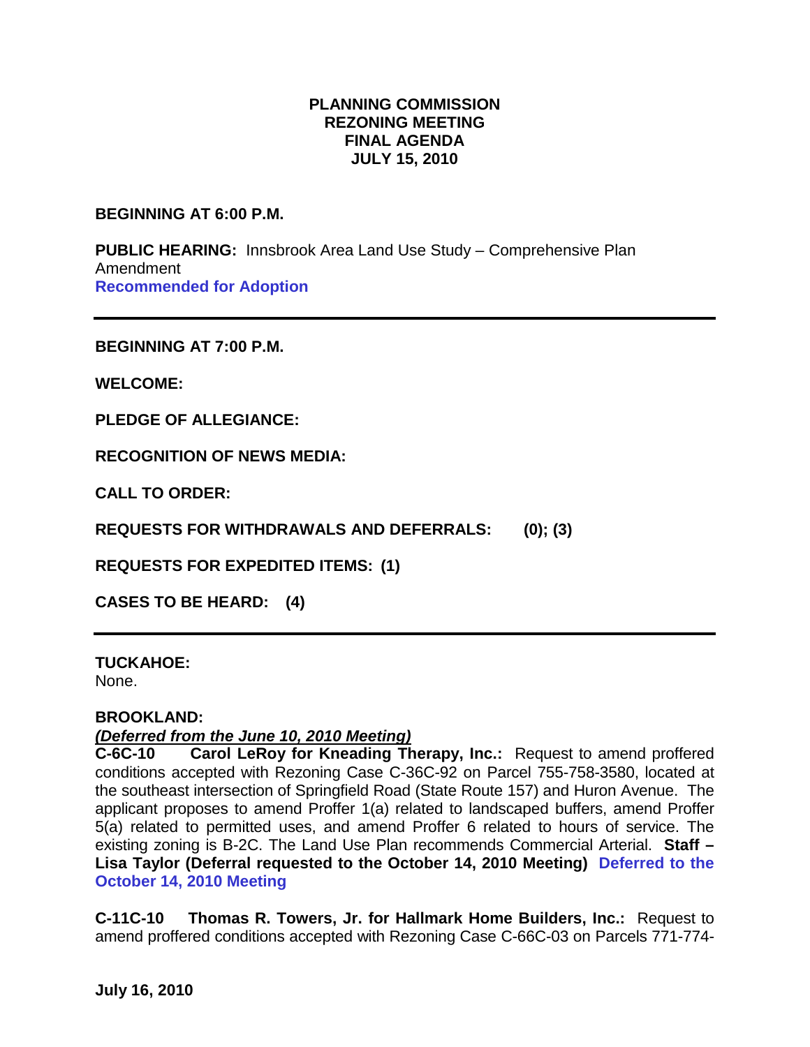# PLANNING COMMISSION
# REZONING MEETING
# FINAL AGENDA
# JULY 15, 2010

**BEGINNING AT 6:00 P.M.**

**PUBLIC HEARING:** Innsbrook Area Land Use Study – Comprehensive Plan Amendment
**Recommended for Adoption**

---

**BEGINNING AT 7:00 P.M.**

**WELCOME:**

**PLEDGE OF ALLEGIANCE:**

**RECOGNITION OF NEWS MEDIA:**

**CALL TO ORDER:**

**REQUESTS FOR WITHDRAWALS AND DEFERRALS: (0); (3)**

**REQUESTS FOR EXPEDITED ITEMS: (1)**

**CASES TO BE HEARD: (4)**

---

**TUCKAHOE:**
None.

**BROOKLAND:**
***(Deferred from the June 10, 2010 Meeting)***
**C-6C-10 Carol LeRoy for Kneading Therapy, Inc.:** Request to amend proffered conditions accepted with Rezoning Case C-36C-92 on Parcel 755-758-3580, located at the southeast intersection of Springfield Road (State Route 157) and Huron Avenue. The applicant proposes to amend Proffer 1(a) related to landscaped buffers, amend Proffer 5(a) related to permitted uses, and amend Proffer 6 related to hours of service. The existing zoning is B-2C. The Land Use Plan recommends Commercial Arterial. **Staff – Lisa Taylor (Deferral requested to the October 14, 2010 Meeting) Deferred to the October 14, 2010 Meeting**

**C-11C-10 Thomas R. Towers, Jr. for Hallmark Home Builders, Inc.:** Request to amend proffered conditions accepted with Rezoning Case C-66C-03 on Parcels 771-774-

**July 16, 2010**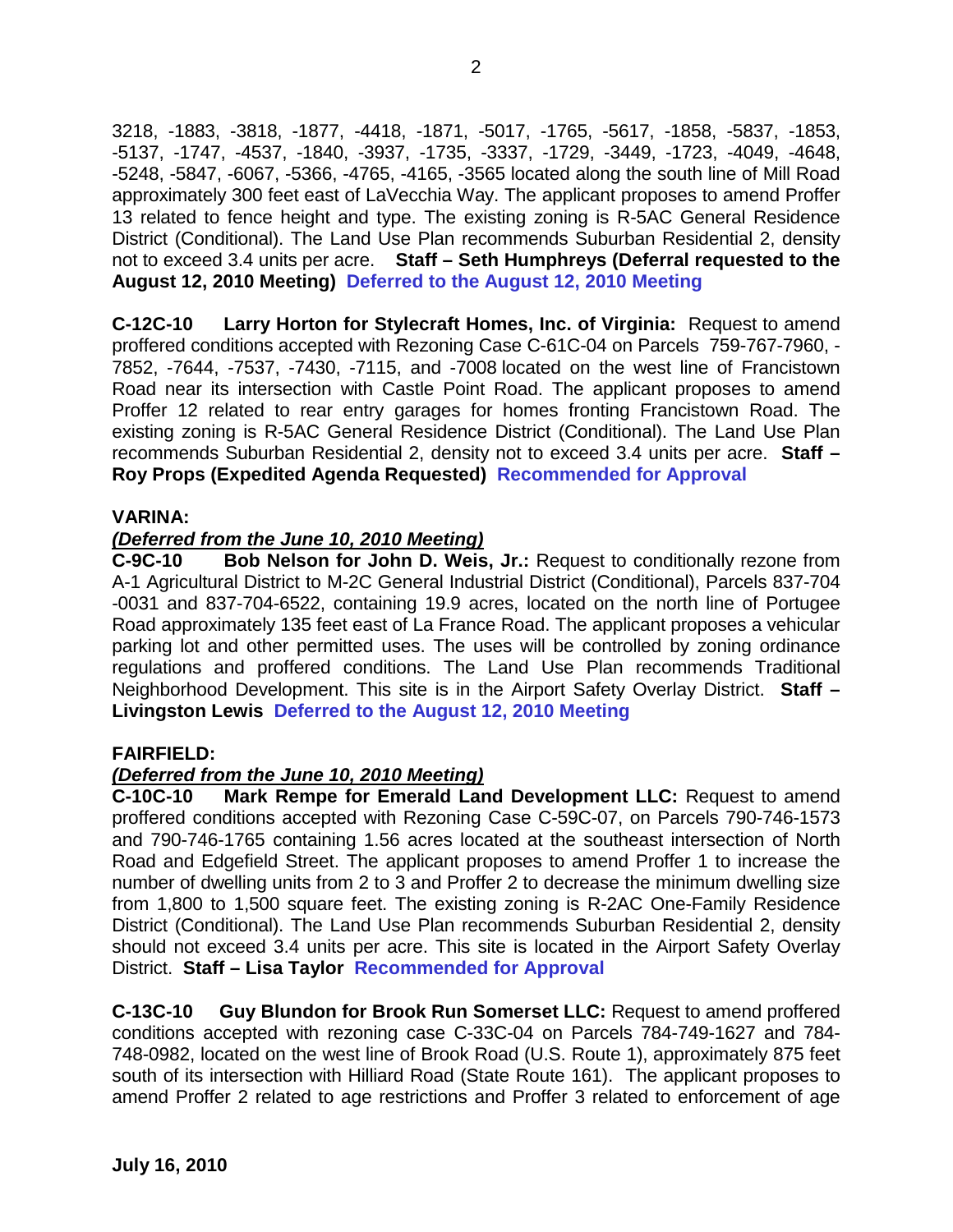3218, -1883, -3818, -1877, -4418, -1871, -5017, -1765, -5617, -1858, -5837, -1853, -5137, -1747, -4537, -1840, -3937, -1735, -3337, -1729, -3449, -1723, -4049, -4648, -5248, -5847, -6067, -5366, -4765, -4165, -3565 located along the south line of Mill Road approximately 300 feet east of LaVecchia Way. The applicant proposes to amend Proffer 13 related to fence height and type. The existing zoning is R-5AC General Residence District (Conditional). The Land Use Plan recommends Suburban Residential 2, density not to exceed 3.4 units per acre. **Staff – Seth Humphreys (Deferral requested to the August 12, 2010 Meeting)** **Deferred to the August 12, 2010 Meeting**

**C-12C-10 Larry Horton for Stylecraft Homes, Inc. of Virginia:** Request to amend proffered conditions accepted with Rezoning Case C-61C-04 on Parcels 759-767-7960, -7852, -7644, -7537, -7430, -7115, and -7008 located on the west line of Francistown Road near its intersection with Castle Point Road. The applicant proposes to amend Proffer 12 related to rear entry garages for homes fronting Francistown Road. The existing zoning is R-5AC General Residence District (Conditional). The Land Use Plan recommends Suburban Residential 2, density not to exceed 3.4 units per acre. **Staff – Roy Props (Expedited Agenda Requested)** **Recommended for Approval**

**VARINA:**

***(Deferred from the June 10, 2010 Meeting)***

**C-9C-10 Bob Nelson for John D. Weis, Jr.:** Request to conditionally rezone from A-1 Agricultural District to M-2C General Industrial District (Conditional), Parcels 837-704-0031 and 837-704-6522, containing 19.9 acres, located on the north line of Portugee Road approximately 135 feet east of La France Road. The applicant proposes a vehicular parking lot and other permitted uses. The uses will be controlled by zoning ordinance regulations and proffered conditions. The Land Use Plan recommends Traditional Neighborhood Development. This site is in the Airport Safety Overlay District. **Staff – Livingston Lewis** **Deferred to the August 12, 2010 Meeting**

**FAIRFIELD:**

***(Deferred from the June 10, 2010 Meeting)***

**C-10C-10 Mark Rempe for Emerald Land Development LLC:** Request to amend proffered conditions accepted with Rezoning Case C-59C-07, on Parcels 790-746-1573 and 790-746-1765 containing 1.56 acres located at the southeast intersection of North Road and Edgefield Street. The applicant proposes to amend Proffer 1 to increase the number of dwelling units from 2 to 3 and Proffer 2 to decrease the minimum dwelling size from 1,800 to 1,500 square feet. The existing zoning is R-2AC One-Family Residence District (Conditional). The Land Use Plan recommends Suburban Residential 2, density should not exceed 3.4 units per acre. This site is located in the Airport Safety Overlay District. **Staff – Lisa Taylor** **Recommended for Approval**

**C-13C-10 Guy Blundon for Brook Run Somerset LLC:** Request to amend proffered conditions accepted with rezoning case C-33C-04 on Parcels 784-749-1627 and 784-748-0982, located on the west line of Brook Road (U.S. Route 1), approximately 875 feet south of its intersection with Hilliard Road (State Route 161). The applicant proposes to amend Proffer 2 related to age restrictions and Proffer 3 related to enforcement of age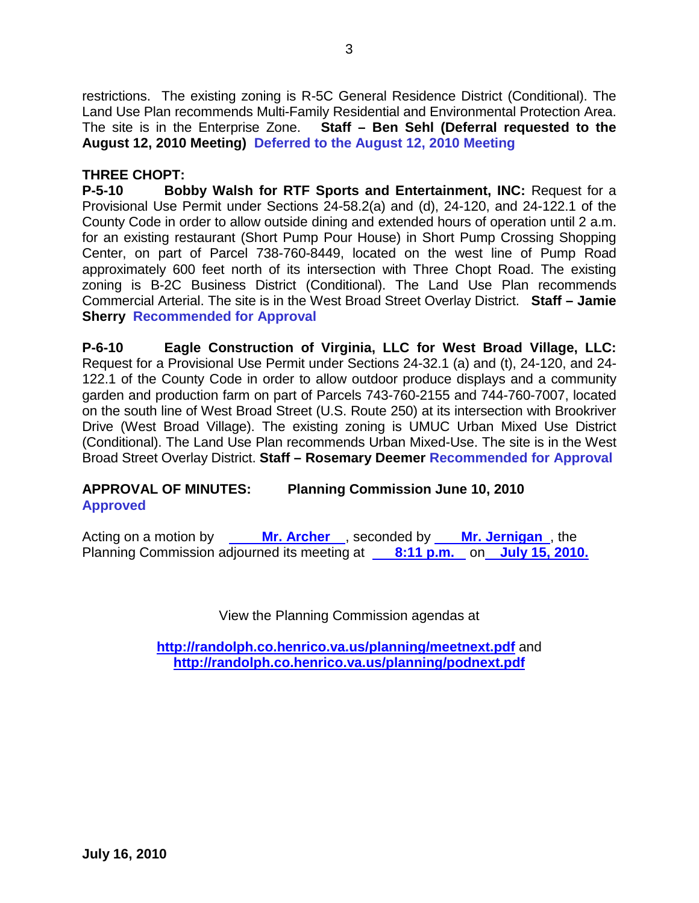restrictions. The existing zoning is R-5C General Residence District (Conditional). The Land Use Plan recommends Multi-Family Residential and Environmental Protection Area. The site is in the Enterprise Zone. **Staff – Ben Sehl (Deferral requested to the August 12, 2010 Meeting)** **Deferred to the August 12, 2010 Meeting**

**THREE CHOPT:**

**P-5-10 Bobby Walsh for RTF Sports and Entertainment, INC:** Request for a Provisional Use Permit under Sections 24-58.2(a) and (d), 24-120, and 24-122.1 of the County Code in order to allow outside dining and extended hours of operation until 2 a.m. for an existing restaurant (Short Pump Pour House) in Short Pump Crossing Shopping Center, on part of Parcel 738-760-8449, located on the west line of Pump Road approximately 600 feet north of its intersection with Three Chopt Road. The existing zoning is B-2C Business District (Conditional). The Land Use Plan recommends Commercial Arterial. The site is in the West Broad Street Overlay District. **Staff – Jamie Sherry** **Recommended for Approval**

**P-6-10 Eagle Construction of Virginia, LLC for West Broad Village, LLC:** Request for a Provisional Use Permit under Sections 24-32.1 (a) and (t), 24-120, and 24-122.1 of the County Code in order to allow outdoor produce displays and a community garden and production farm on part of Parcels 743-760-2155 and 744-760-7007, located on the south line of West Broad Street (U.S. Route 250) at its intersection with Brookriver Drive (West Broad Village). The existing zoning is UMUC Urban Mixed Use District (Conditional). The Land Use Plan recommends Urban Mixed-Use. The site is in the West Broad Street Overlay District. **Staff – Rosemary Deemer** **Recommended for Approval**

**APPROVAL OF MINUTES: Planning Commission June 10, 2010**
**Approved**

Acting on a motion by **Mr. Archer**, seconded by **Mr. Jernigan**, the Planning Commission adjourned its meeting at **8:11 p.m.** on **July 15, 2010.**

View the Planning Commission agendas at

**http://randolph.co.henrico.va.us/planning/meetnext.pdf** and
**http://randolph.co.henrico.va.us/planning/podnext.pdf**

**July 16, 2010**